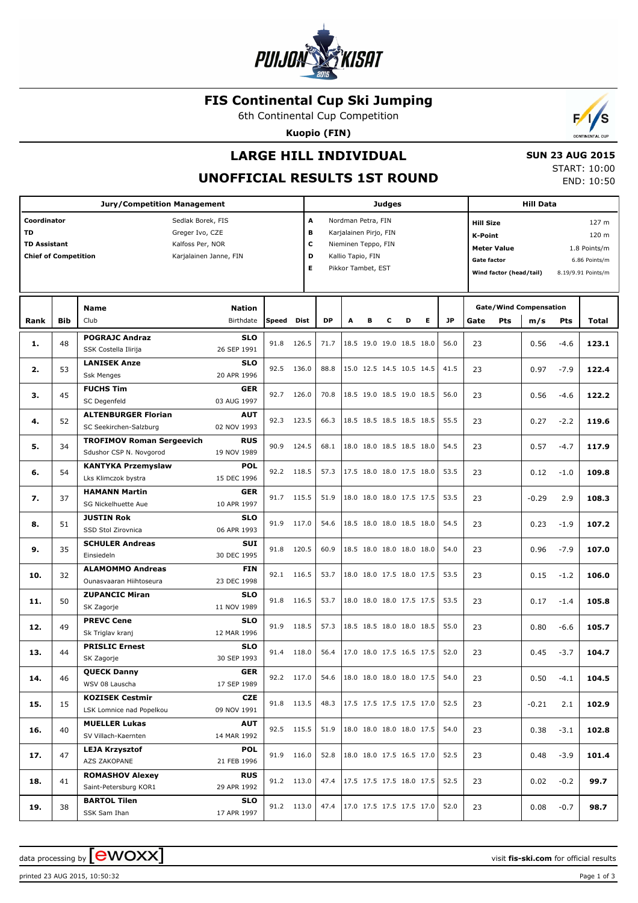# FIS Continental Cup Ski Jumping

6th Continental Cup Competition

**Kuopio (FIN)**

## LARGE HILL INDIVIDUAL

## UNOFFICIAL RESULTS 1ST ROUND

**SUN 23 AUG 2015**

START: 10:00
END: 10:50

| Jury/Competition Management | | Judges | | Hill Data | |
|---|---|---|---|---|---|
| Coordinator | Sedlak Borek, FIS | A | Nordman Petra, FIN | Hill Size | 127 m |
| TD | Greger Ivo, CZE | B | Karjalainen Pirjo, FIN | K-Point | 120 m |
| TD Assistant | Kalfoss Per, NOR | C | Nieminen Teppo, FIN | Meter Value | 1.8 Points/m |
| Chief of Competition | Karjalainen Janne, FIN | D | Kallio Tapio, FIN | Gate factor | 6.86 Points/m |
| | | E | Pikkor Tambet, EST | Wind factor (head/tail) | 8.19/9.91 Points/m |

| Rank | Bib | Name / Club | Nation / Birthdate | Speed | Dist | DP | A | B | C | D | E | JP | Gate | Pts | m/s | Pts | Total |
|---|---|---|---|---|---|---|---|---|---|---|---|---|---|---|---|---|---|
| 1. | 48 | **POGRAJC Andraz** SSK Costella Ilirija | **SLO** 26 SEP 1991 | 91.8 | 126.5 | 71.7 | 18.5 | 19.0 | 19.0 | 18.5 | 18.0 | 56.0 | 23 | | 0.56 | -4.6 | **123.1** |
| 2. | 53 | **LANISEK Anze** Ssk Menges | **SLO** 20 APR 1996 | 92.5 | 136.0 | 88.8 | 15.0 | 12.5 | 14.5 | 10.5 | 14.5 | 41.5 | 23 | | 0.97 | -7.9 | **122.4** |
| 3. | 45 | **FUCHS Tim** SC Degenfeld | **GER** 03 AUG 1997 | 92.7 | 126.0 | 70.8 | 18.5 | 19.0 | 18.5 | 19.0 | 18.5 | 56.0 | 23 | | 0.56 | -4.6 | **122.2** |
| 4. | 52 | **ALTENBURGER Florian** SC Seekirchen-Salzburg | **AUT** 02 NOV 1993 | 92.3 | 123.5 | 66.3 | 18.5 | 18.5 | 18.5 | 18.5 | 18.5 | 55.5 | 23 | | 0.27 | -2.2 | **119.6** |
| 5. | 34 | **TROFIMOV Roman Sergeevich** Sdushor CSP N. Novgorod | **RUS** 19 NOV 1989 | 90.9 | 124.5 | 68.1 | 18.0 | 18.0 | 18.5 | 18.5 | 18.0 | 54.5 | 23 | | 0.57 | -4.7 | **117.9** |
| 6. | 54 | **KANTYKA Przemyslaw** Lks Klimczok bystra | **POL** 15 DEC 1996 | 92.2 | 118.5 | 57.3 | 17.5 | 18.0 | 18.0 | 17.5 | 18.0 | 53.5 | 23 | | 0.12 | -1.0 | **109.8** |
| 7. | 37 | **HAMANN Martin** SG Nickelhuette Aue | **GER** 10 APR 1997 | 91.7 | 115.5 | 51.9 | 18.0 | 18.0 | 18.0 | 17.5 | 17.5 | 53.5 | 23 | | -0.29 | 2.9 | **108.3** |
| 8. | 51 | **JUSTIN Rok** SSD Stol Zirovnica | **SLO** 06 APR 1993 | 91.9 | 117.0 | 54.6 | 18.5 | 18.0 | 18.0 | 18.5 | 18.0 | 54.5 | 23 | | 0.23 | -1.9 | **107.2** |
| 9. | 35 | **SCHULER Andreas** Einsiedeln | **SUI** 30 DEC 1995 | 91.8 | 120.5 | 60.9 | 18.5 | 18.0 | 18.0 | 18.0 | 18.0 | 54.0 | 23 | | 0.96 | -7.9 | **107.0** |
| 10. | 32 | **ALAMOMMO Andreas** Ounasvaaran Hiihtoseura | **FIN** 23 DEC 1998 | 92.1 | 116.5 | 53.7 | 18.0 | 18.0 | 17.5 | 18.0 | 17.5 | 53.5 | 23 | | 0.15 | -1.2 | **106.0** |
| 11. | 50 | **ZUPANCIC Miran** SK Zagorje | **SLO** 11 NOV 1989 | 91.8 | 116.5 | 53.7 | 18.0 | 18.0 | 18.0 | 17.5 | 17.5 | 53.5 | 23 | | 0.17 | -1.4 | **105.8** |
| 12. | 49 | **PREVC Cene** Sk Triglav kranj | **SLO** 12 MAR 1996 | 91.9 | 118.5 | 57.3 | 18.5 | 18.5 | 18.0 | 18.0 | 18.5 | 55.0 | 23 | | 0.80 | -6.6 | **105.7** |
| 13. | 44 | **PRISLIC Ernest** SK Zagorje | **SLO** 30 SEP 1993 | 91.4 | 118.0 | 56.4 | 17.0 | 18.0 | 17.5 | 16.5 | 17.5 | 52.0 | 23 | | 0.45 | -3.7 | **104.7** |
| 14. | 46 | **QUECK Danny** WSV 08 Lauscha | **GER** 17 SEP 1989 | 92.2 | 117.0 | 54.6 | 18.0 | 18.0 | 18.0 | 18.0 | 17.5 | 54.0 | 23 | | 0.50 | -4.1 | **104.5** |
| 15. | 15 | **KOZISEK Cestmir** LSK Lomnice nad Popelkou | **CZE** 09 NOV 1991 | 91.8 | 113.5 | 48.3 | 17.5 | 17.5 | 17.5 | 17.5 | 17.0 | 52.5 | 23 | | -0.21 | 2.1 | **102.9** |
| 16. | 40 | **MUELLER Lukas** SV Villach-Kaernten | **AUT** 14 MAR 1992 | 92.5 | 115.5 | 51.9 | 18.0 | 18.0 | 18.0 | 18.0 | 17.5 | 54.0 | 23 | | 0.38 | -3.1 | **102.8** |
| 17. | 47 | **LEJA Krzysztof** AZS ZAKOPANE | **POL** 21 FEB 1996 | 91.9 | 116.0 | 52.8 | 18.0 | 18.0 | 17.5 | 16.5 | 17.0 | 52.5 | 23 | | 0.48 | -3.9 | **101.4** |
| 18. | 41 | **ROMASHOV Alexey** Saint-Petersburg KOR1 | **RUS** 29 APR 1992 | 91.2 | 113.0 | 47.4 | 17.5 | 17.5 | 17.5 | 18.0 | 17.5 | 52.5 | 23 | | 0.02 | -0.2 | **99.7** |
| 19. | 38 | **BARTOL Tilen** SSK Sam Ihan | **SLO** 17 APR 1997 | 91.2 | 113.0 | 47.4 | 17.0 | 17.5 | 17.5 | 17.5 | 17.0 | 52.0 | 23 | | 0.08 | -0.7 | **98.7** |

data processing by ewoxx — visit **fis-ski.com** for official results

printed 23 AUG 2015, 10:50:32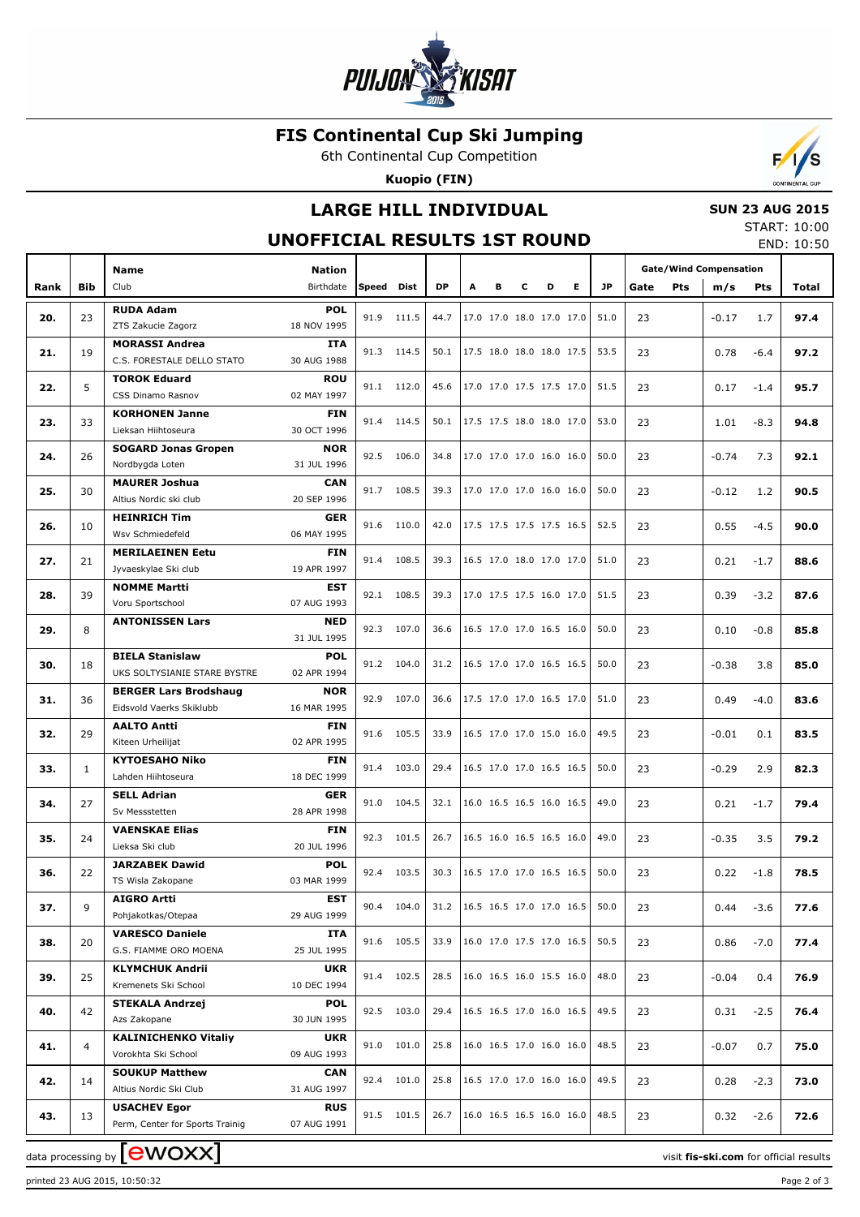# FIS Continental Cup Ski Jumping

6th Continental Cup Competition

**Kuopio (FIN)**

## LARGE HILL INDIVIDUAL

**SUN 23 AUG 2015**

START: 10:00
END: 10:50

## UNOFFICIAL RESULTS 1ST ROUND

| Rank | Bib | Name / Club | Nation / Birthdate | Speed | Dist | DP | A | B | C | D | E | JP | Gate | Pts | m/s | Pts | Total |
|---|---|---|---|---|---|---|---|---|---|---|---|---|---|---|---|---|---|
| 20. | 23 | **RUDA Adam** ZTS Zakucie Zagorz | **POL** 18 NOV 1995 | 91.9 | 111.5 | 44.7 | 17.0 | 17.0 | 18.0 | 17.0 | 17.0 | 51.0 | 23 | | -0.17 | 1.7 | **97.4** |
| 21. | 19 | **MORASSI Andrea** C.S. FORESTALE DELLO STATO | **ITA** 30 AUG 1988 | 91.3 | 114.5 | 50.1 | 17.5 | 18.0 | 18.0 | 18.0 | 17.5 | 53.5 | 23 | | 0.78 | -6.4 | **97.2** |
| 22. | 5 | **TOROK Eduard** CSS Dinamo Rasnov | **ROU** 02 MAY 1997 | 91.1 | 112.0 | 45.6 | 17.0 | 17.0 | 17.5 | 17.5 | 17.0 | 51.5 | 23 | | 0.17 | -1.4 | **95.7** |
| 23. | 33 | **KORHONEN Janne** Lieksan Hiihtoseura | **FIN** 30 OCT 1996 | 91.4 | 114.5 | 50.1 | 17.5 | 17.5 | 18.0 | 18.0 | 17.0 | 53.0 | 23 | | 1.01 | -8.3 | **94.8** |
| 24. | 26 | **SOGARD Jonas Gropen** Nordbygda Loten | **NOR** 31 JUL 1996 | 92.5 | 106.0 | 34.8 | 17.0 | 17.0 | 17.0 | 16.0 | 16.0 | 50.0 | 23 | | -0.74 | 7.3 | **92.1** |
| 25. | 30 | **MAURER Joshua** Altius Nordic ski club | **CAN** 20 SEP 1996 | 91.7 | 108.5 | 39.3 | 17.0 | 17.0 | 17.0 | 16.0 | 16.0 | 50.0 | 23 | | -0.12 | 1.2 | **90.5** |
| 26. | 10 | **HEINRICH Tim** Wsv Schmiedefeld | **GER** 06 MAY 1995 | 91.6 | 110.0 | 42.0 | 17.5 | 17.5 | 17.5 | 17.5 | 16.5 | 52.5 | 23 | | 0.55 | -4.5 | **90.0** |
| 27. | 21 | **MERILAEINEN Eetu** Jyvaeskylae Ski club | **FIN** 19 APR 1997 | 91.4 | 108.5 | 39.3 | 16.5 | 17.0 | 18.0 | 17.0 | 17.0 | 51.0 | 23 | | 0.21 | -1.7 | **88.6** |
| 28. | 39 | **NOMME Martti** Voru Sportschool | **EST** 07 AUG 1993 | 92.1 | 108.5 | 39.3 | 17.0 | 17.5 | 17.5 | 16.0 | 17.0 | 51.5 | 23 | | 0.39 | -3.2 | **87.6** |
| 29. | 8 | **ANTONISSEN Lars** | **NED** 31 JUL 1995 | 92.3 | 107.0 | 36.6 | 16.5 | 17.0 | 17.0 | 16.5 | 16.0 | 50.0 | 23 | | 0.10 | -0.8 | **85.8** |
| 30. | 18 | **BIELA Stanislaw** UKS SOLTYSIANIE STARE BYSTRE | **POL** 02 APR 1994 | 91.2 | 104.0 | 31.2 | 16.5 | 17.0 | 17.0 | 16.5 | 16.5 | 50.0 | 23 | | -0.38 | 3.8 | **85.0** |
| 31. | 36 | **BERGER Lars Brodshaug** Eidsvold Vaerks Skiklubb | **NOR** 16 MAR 1995 | 92.9 | 107.0 | 36.6 | 17.5 | 17.0 | 17.0 | 16.5 | 17.0 | 51.0 | 23 | | 0.49 | -4.0 | **83.6** |
| 32. | 29 | **AALTO Antti** Kiteen Urheilijat | **FIN** 02 APR 1995 | 91.6 | 105.5 | 33.9 | 16.5 | 17.0 | 17.0 | 15.0 | 16.0 | 49.5 | 23 | | -0.01 | 0.1 | **83.5** |
| 33. | 1 | **KYTOESAHO Niko** Lahden Hiihtoseura | **FIN** 18 DEC 1999 | 91.4 | 103.0 | 29.4 | 16.5 | 17.0 | 17.0 | 16.5 | 16.5 | 50.0 | 23 | | -0.29 | 2.9 | **82.3** |
| 34. | 27 | **SELL Adrian** Sv Messstetten | **GER** 28 APR 1998 | 91.0 | 104.5 | 32.1 | 16.0 | 16.5 | 16.5 | 16.0 | 16.5 | 49.0 | 23 | | 0.21 | -1.7 | **79.4** |
| 35. | 24 | **VAENSKAE Elias** Lieksa Ski club | **FIN** 20 JUL 1996 | 92.3 | 101.5 | 26.7 | 16.5 | 16.0 | 16.5 | 16.5 | 16.0 | 49.0 | 23 | | -0.35 | 3.5 | **79.2** |
| 36. | 22 | **JARZABEK Dawid** TS Wisla Zakopane | **POL** 03 MAR 1999 | 92.4 | 103.5 | 30.3 | 16.5 | 17.0 | 17.0 | 16.5 | 16.5 | 50.0 | 23 | | 0.22 | -1.8 | **78.5** |
| 37. | 9 | **AIGRO Artti** Pohjakotkas/Otepaa | **EST** 29 AUG 1999 | 90.4 | 104.0 | 31.2 | 16.5 | 16.5 | 17.0 | 17.0 | 16.5 | 50.0 | 23 | | 0.44 | -3.6 | **77.6** |
| 38. | 20 | **VARESCO Daniele** G.S. FIAMME ORO MOENA | **ITA** 25 JUL 1995 | 91.6 | 105.5 | 33.9 | 16.0 | 17.0 | 17.5 | 17.0 | 16.5 | 50.5 | 23 | | 0.86 | -7.0 | **77.4** |
| 39. | 25 | **KLYMCHUK Andrii** Kremenets Ski School | **UKR** 10 DEC 1994 | 91.4 | 102.5 | 28.5 | 16.0 | 16.5 | 16.0 | 15.5 | 16.0 | 48.0 | 23 | | -0.04 | 0.4 | **76.9** |
| 40. | 42 | **STEKALA Andrzej** Azs Zakopane | **POL** 30 JUN 1995 | 92.5 | 103.0 | 29.4 | 16.5 | 16.5 | 17.0 | 16.0 | 16.5 | 49.5 | 23 | | 0.31 | -2.5 | **76.4** |
| 41. | 4 | **KALINICHENKO Vitaliy** Vorokhta Ski School | **UKR** 09 AUG 1993 | 91.0 | 101.0 | 25.8 | 16.0 | 16.5 | 17.0 | 16.0 | 16.0 | 48.5 | 23 | | -0.07 | 0.7 | **75.0** |
| 42. | 14 | **SOUKUP Matthew** Altius Nordic Ski Club | **CAN** 31 AUG 1997 | 92.4 | 101.0 | 25.8 | 16.5 | 17.0 | 17.0 | 16.0 | 16.0 | 49.5 | 23 | | 0.28 | -2.3 | **73.0** |
| 43. | 13 | **USACHEV Egor** Perm, Center for Sports Trainig | **RUS** 07 AUG 1991 | 91.5 | 101.5 | 26.7 | 16.0 | 16.5 | 16.5 | 16.0 | 16.0 | 48.5 | 23 | | 0.32 | -2.6 | **72.6** |

data processing by ewoxx

visit **fis-ski.com** for official results

printed 23 AUG 2015, 10:50:32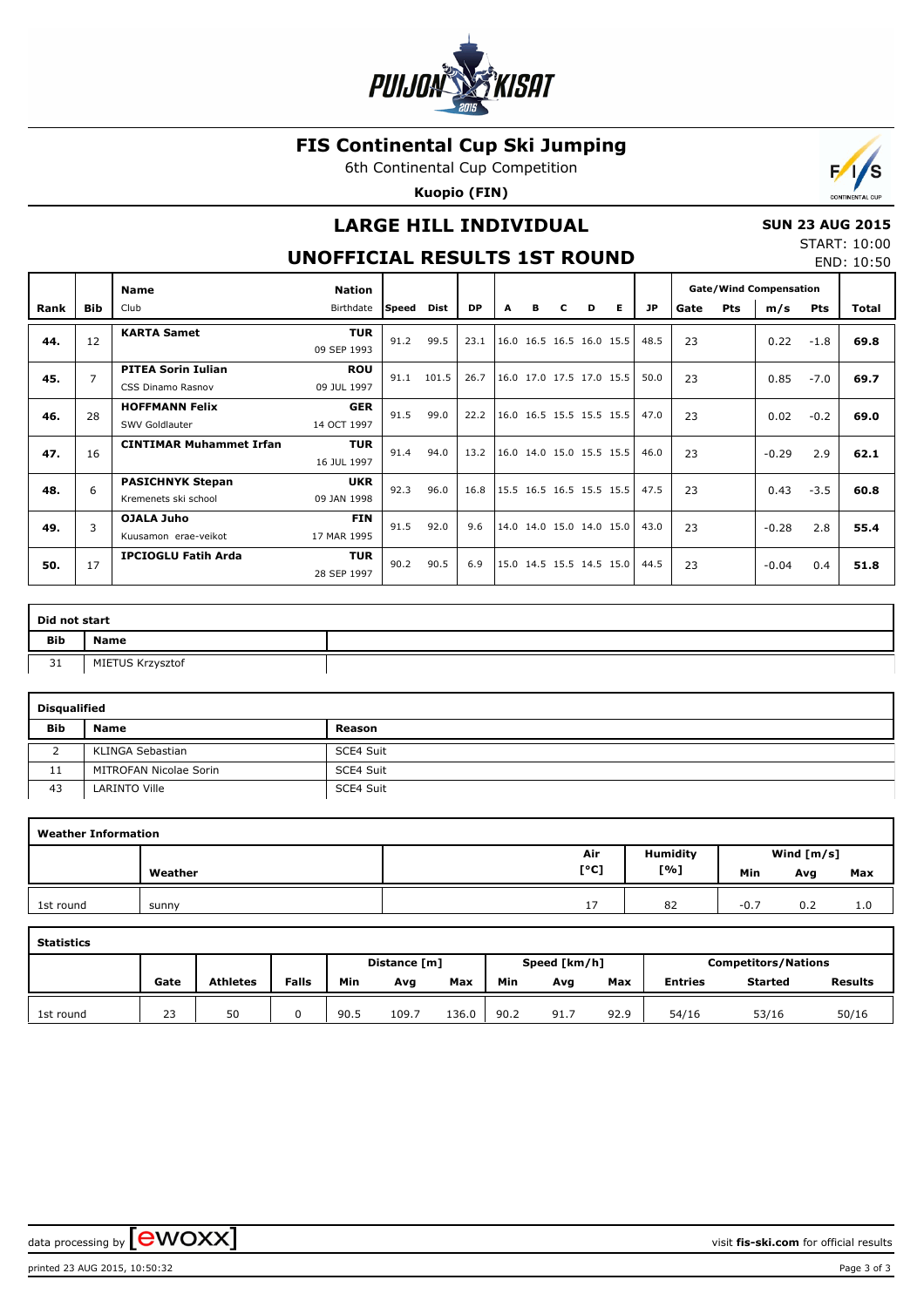# FIS Continental Cup Ski Jumping

6th Continental Cup Competition

**Kuopio (FIN)**

## LARGE HILL INDIVIDUAL

**SUN 23 AUG 2015**

START: 10:00
END: 10:50

## UNOFFICIAL RESULTS 1ST ROUND

| Rank | Bib | Name / Club | Nation / Birthdate | Speed | Dist | DP | A | B | C | D | E | JP | Gate | Pts | m/s | Pts | Total |
|---|---|---|---|---|---|---|---|---|---|---|---|---|---|---|---|---|---|
| 44. | 12 | **KARTA Samet** | **TUR** 09 SEP 1993 | 91.2 | 99.5 | 23.1 | 16.0 | 16.5 | 16.5 | 16.0 | 15.5 | 48.5 | 23 | | 0.22 | -1.8 | **69.8** |
| 45. | 7 | **PITEA Sorin Iulian** CSS Dinamo Rasnov | **ROU** 09 JUL 1997 | 91.1 | 101.5 | 26.7 | 16.0 | 17.0 | 17.5 | 17.0 | 15.5 | 50.0 | 23 | | 0.85 | -7.0 | **69.7** |
| 46. | 28 | **HOFFMANN Felix** SWV Goldlauter | **GER** 14 OCT 1997 | 91.5 | 99.0 | 22.2 | 16.0 | 16.5 | 15.5 | 15.5 | 15.5 | 47.0 | 23 | | 0.02 | -0.2 | **69.0** |
| 47. | 16 | **CINTIMAR Muhammet Irfan** | **TUR** 16 JUL 1997 | 91.4 | 94.0 | 13.2 | 16.0 | 14.0 | 15.0 | 15.5 | 15.5 | 46.0 | 23 | | -0.29 | 2.9 | **62.1** |
| 48. | 6 | **PASICHNYK Stepan** Kremenets ski school | **UKR** 09 JAN 1998 | 92.3 | 96.0 | 16.8 | 15.5 | 16.5 | 16.5 | 15.5 | 15.5 | 47.5 | 23 | | 0.43 | -3.5 | **60.8** |
| 49. | 3 | **OJALA Juho** Kuusamon erae-veikot | **FIN** 17 MAR 1995 | 91.5 | 92.0 | 9.6 | 14.0 | 14.0 | 15.0 | 14.0 | 15.0 | 43.0 | 23 | | -0.28 | 2.8 | **55.4** |
| 50. | 17 | **IPCIOGLU Fatih Arda** | **TUR** 28 SEP 1997 | 90.2 | 90.5 | 6.9 | 15.0 | 14.5 | 15.5 | 14.5 | 15.0 | 44.5 | 23 | | -0.04 | 0.4 | **51.8** |

Gate/Wind Compensation: Gate, Pts, m/s, Pts

**Did not start**

| Bib | Name |
|---|---|
| 31 | MIETUS Krzysztof |

**Disqualified**

| Bib | Name | Reason |
|---|---|---|
| 2 | KLINGA Sebastian | SCE4 Suit |
| 11 | MITROFAN Nicolae Sorin | SCE4 Suit |
| 43 | LARINTO Ville | SCE4 Suit |

**Weather Information**

| | Weather | Air [°C] | Humidity [%] | Wind [m/s] Min | Avg | Max |
|---|---|---|---|---|---|---|
| 1st round | sunny | 17 | 82 | -0.7 | 0.2 | 1.0 |

**Statistics**

| | Gate | Athletes | Falls | Distance [m] Min | Avg | Max | Speed [km/h] Min | Avg | Max | Competitors/Nations Entries | Started | Results |
|---|---|---|---|---|---|---|---|---|---|---|---|---|
| 1st round | 23 | 50 | 0 | 90.5 | 109.7 | 136.0 | 90.2 | 91.7 | 92.9 | 54/16 | 53/16 | 50/16 |

data processing by ewoxx — visit **fis-ski.com** for official results

printed 23 AUG 2015, 10:50:32